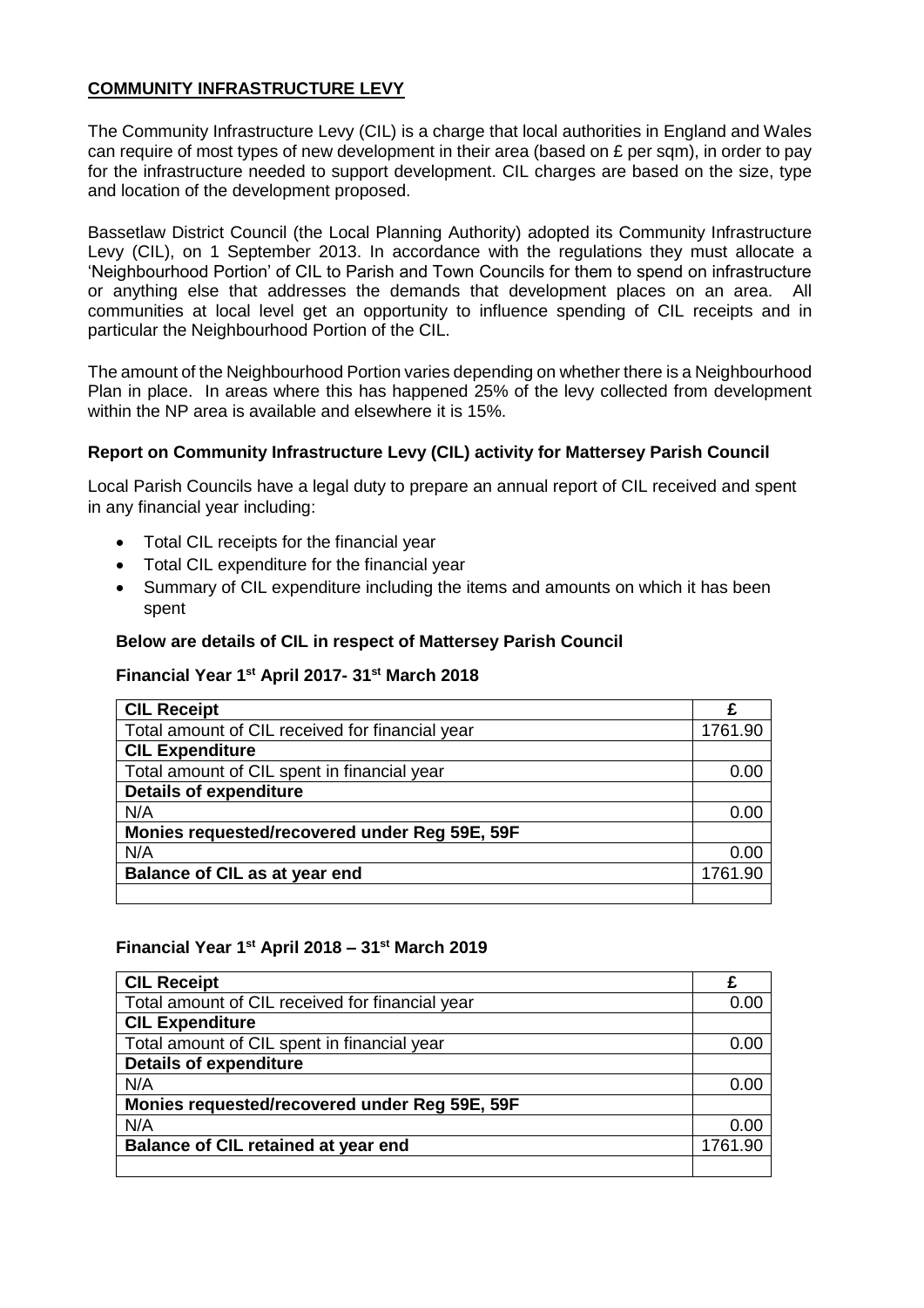## COMMUNITY INFRASTRUCTURE LEVY

The Community Infrastructure Levy (CIL) is a charge that local authorities in England and Wales can require of most types of new development in their area (based on £ per sqm), in order to pay for the infrastructure needed to support development. CIL charges are based on the size, type and location of the development proposed.

Bassetlaw District Council (the Local Planning Authority) adopted its Community Infrastructure Levy (CIL), on 1 September 2013. In accordance with the regulations they must allocate a 'Neighbourhood Portion' of CIL to Parish and Town Councils for them to spend on infrastructure or anything else that addresses the demands that development places on an area. All communities at local level get an opportunity to influence spending of CIL receipts and in particular the Neighbourhood Portion of the CIL.

The amount of the Neighbourhood Portion varies depending on whether there is a Neighbourhood Plan in place. In areas where this has happened 25% of the levy collected from development within the NP area is available and elsewhere it is 15%.

### Report on Community Infrastructure Levy (CIL) activity for Mattersey Parish Council

Local Parish Councils have a legal duty to prepare an annual report of CIL received and spent in any financial year including:

- Total CIL receipts for the financial year
- Total CIL expenditure for the financial year
- Summary of CIL expenditure including the items and amounts on which it has been spent

**Below are details of CIL in respect of Mattersey Parish Council**

**Financial Year 1st April 2017- 31st March 2018**

| **CIL Receipt** | **£** |
|---|---|
| Total amount of CIL received for financial year | 1761.90 |
| **CIL Expenditure** | |
| Total amount of CIL spent in financial year | 0.00 |
| **Details of expenditure** | |
| N/A | 0.00 |
| **Monies requested/recovered under Reg 59E, 59F** | |
| N/A | 0.00 |
| **Balance of CIL as at year end** | 1761.90 |
| | |

**Financial Year 1st April 2018 – 31st March 2019**

| **CIL Receipt** | **£** |
|---|---|
| Total amount of CIL received for financial year | 0.00 |
| **CIL Expenditure** | |
| Total amount of CIL spent in financial year | 0.00 |
| **Details of expenditure** | |
| N/A | 0.00 |
| **Monies requested/recovered under Reg 59E, 59F** | |
| N/A | 0.00 |
| **Balance of CIL retained at year end** | 1761.90 |
| | |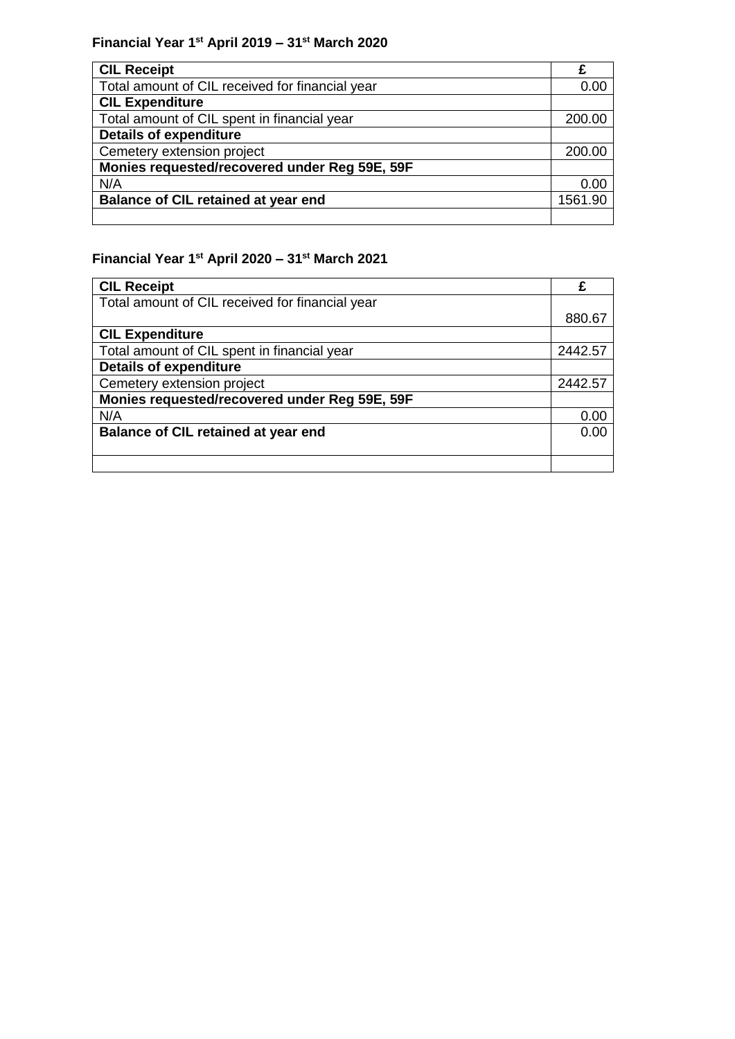**Financial Year 1st April 2019 – 31st March 2020**

| **CIL Receipt** | **£** |
|---|---|
| Total amount of CIL received for financial year | 0.00 |
| **CIL Expenditure** | |
| Total amount of CIL spent in financial year | 200.00 |
| **Details of expenditure** | |
| Cemetery extension project | 200.00 |
| **Monies requested/recovered under Reg 59E, 59F** | |
| N/A | 0.00 |
| **Balance of CIL retained at year end** | 1561.90 |
| | |

**Financial Year 1st April 2020 – 31st March 2021**

| **CIL Receipt** | **£** |
|---|---|
| Total amount of CIL received for financial year | 880.67 |
| **CIL Expenditure** | |
| Total amount of CIL spent in financial year | 2442.57 |
| **Details of expenditure** | |
| Cemetery extension project | 2442.57 |
| **Monies requested/recovered under Reg 59E, 59F** | |
| N/A | 0.00 |
| **Balance of CIL retained at year end** | 0.00 |
| | |